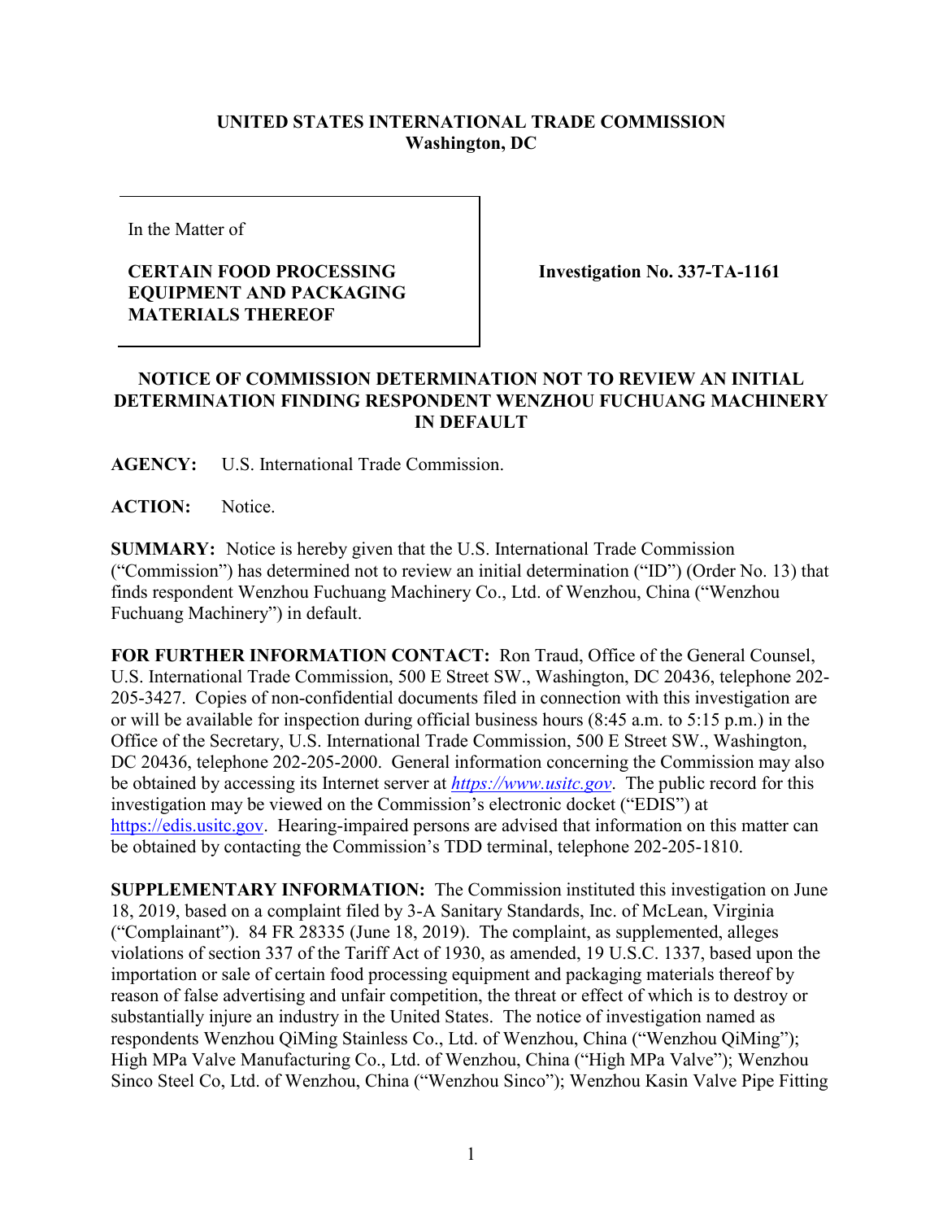**UNITED STATES INTERNATIONAL TRADE COMMISSION**
**Washington, DC**

In the Matter of

**CERTAIN FOOD PROCESSING EQUIPMENT AND PACKAGING MATERIALS THEREOF**

**Investigation No. 337-TA-1161**

**NOTICE OF COMMISSION DETERMINATION NOT TO REVIEW AN INITIAL DETERMINATION FINDING RESPONDENT WENZHOU FUCHUANG MACHINERY IN DEFAULT**

**AGENCY:** U.S. International Trade Commission.

**ACTION:** Notice.

**SUMMARY:** Notice is hereby given that the U.S. International Trade Commission ("Commission") has determined not to review an initial determination ("ID") (Order No. 13) that finds respondent Wenzhou Fuchuang Machinery Co., Ltd. of Wenzhou, China ("Wenzhou Fuchuang Machinery") in default.

**FOR FURTHER INFORMATION CONTACT:** Ron Traud, Office of the General Counsel, U.S. International Trade Commission, 500 E Street SW., Washington, DC 20436, telephone 202-205-3427. Copies of non-confidential documents filed in connection with this investigation are or will be available for inspection during official business hours (8:45 a.m. to 5:15 p.m.) in the Office of the Secretary, U.S. International Trade Commission, 500 E Street SW., Washington, DC 20436, telephone 202-205-2000. General information concerning the Commission may also be obtained by accessing its Internet server at *https://www.usitc.gov*. The public record for this investigation may be viewed on the Commission's electronic docket ("EDIS") at https://edis.usitc.gov. Hearing-impaired persons are advised that information on this matter can be obtained by contacting the Commission's TDD terminal, telephone 202-205-1810.

**SUPPLEMENTARY INFORMATION:** The Commission instituted this investigation on June 18, 2019, based on a complaint filed by 3-A Sanitary Standards, Inc. of McLean, Virginia ("Complainant"). 84 FR 28335 (June 18, 2019). The complaint, as supplemented, alleges violations of section 337 of the Tariff Act of 1930, as amended, 19 U.S.C. 1337, based upon the importation or sale of certain food processing equipment and packaging materials thereof by reason of false advertising and unfair competition, the threat or effect of which is to destroy or substantially injure an industry in the United States. The notice of investigation named as respondents Wenzhou QiMing Stainless Co., Ltd. of Wenzhou, China ("Wenzhou QiMing"); High MPa Valve Manufacturing Co., Ltd. of Wenzhou, China ("High MPa Valve"); Wenzhou Sinco Steel Co, Ltd. of Wenzhou, China ("Wenzhou Sinco"); Wenzhou Kasin Valve Pipe Fitting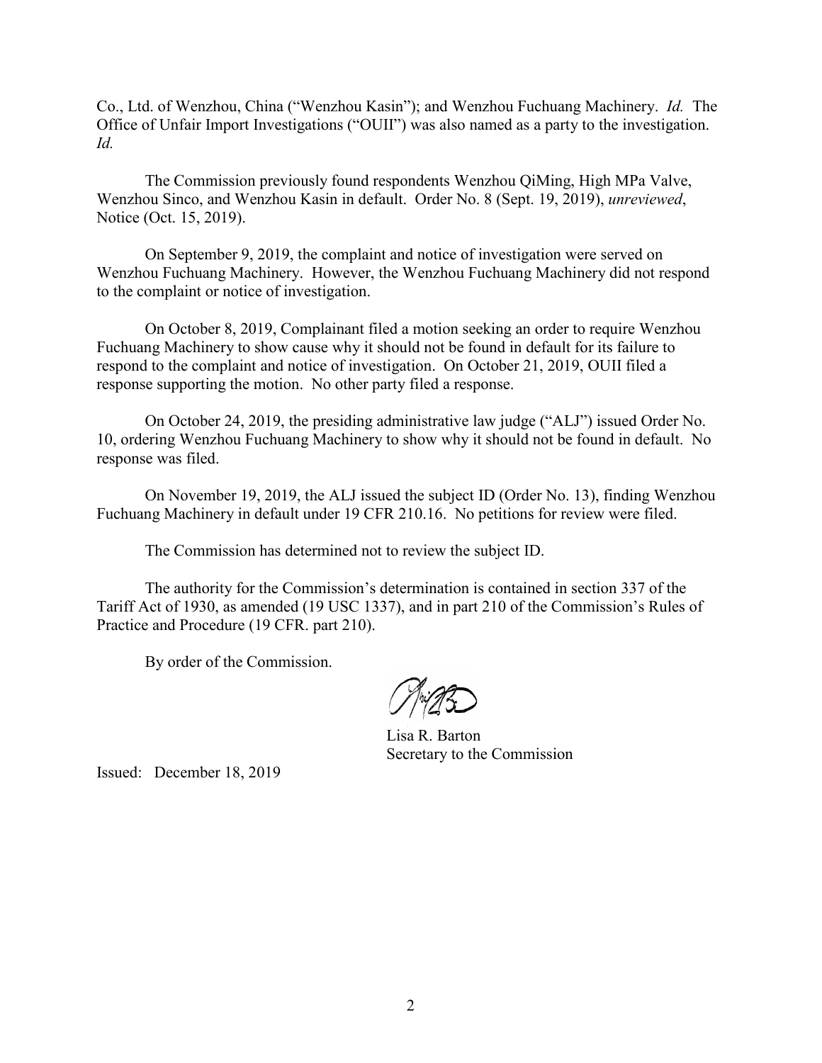Co., Ltd. of Wenzhou, China ("Wenzhou Kasin"); and Wenzhou Fuchuang Machinery. *Id.* The Office of Unfair Import Investigations ("OUII") was also named as a party to the investigation. *Id.*

The Commission previously found respondents Wenzhou QiMing, High MPa Valve, Wenzhou Sinco, and Wenzhou Kasin in default. Order No. 8 (Sept. 19, 2019), *unreviewed*, Notice (Oct. 15, 2019).

On September 9, 2019, the complaint and notice of investigation were served on Wenzhou Fuchuang Machinery. However, the Wenzhou Fuchuang Machinery did not respond to the complaint or notice of investigation.

On October 8, 2019, Complainant filed a motion seeking an order to require Wenzhou Fuchuang Machinery to show cause why it should not be found in default for its failure to respond to the complaint and notice of investigation. On October 21, 2019, OUII filed a response supporting the motion. No other party filed a response.

On October 24, 2019, the presiding administrative law judge ("ALJ") issued Order No. 10, ordering Wenzhou Fuchuang Machinery to show why it should not be found in default. No response was filed.

On November 19, 2019, the ALJ issued the subject ID (Order No. 13), finding Wenzhou Fuchuang Machinery in default under 19 CFR 210.16. No petitions for review were filed.

The Commission has determined not to review the subject ID.

The authority for the Commission's determination is contained in section 337 of the Tariff Act of 1930, as amended (19 USC 1337), and in part 210 of the Commission's Rules of Practice and Procedure (19 CFR. part 210).

By order of the Commission.

Lisa R. Barton
Secretary to the Commission

Issued: December 18, 2019